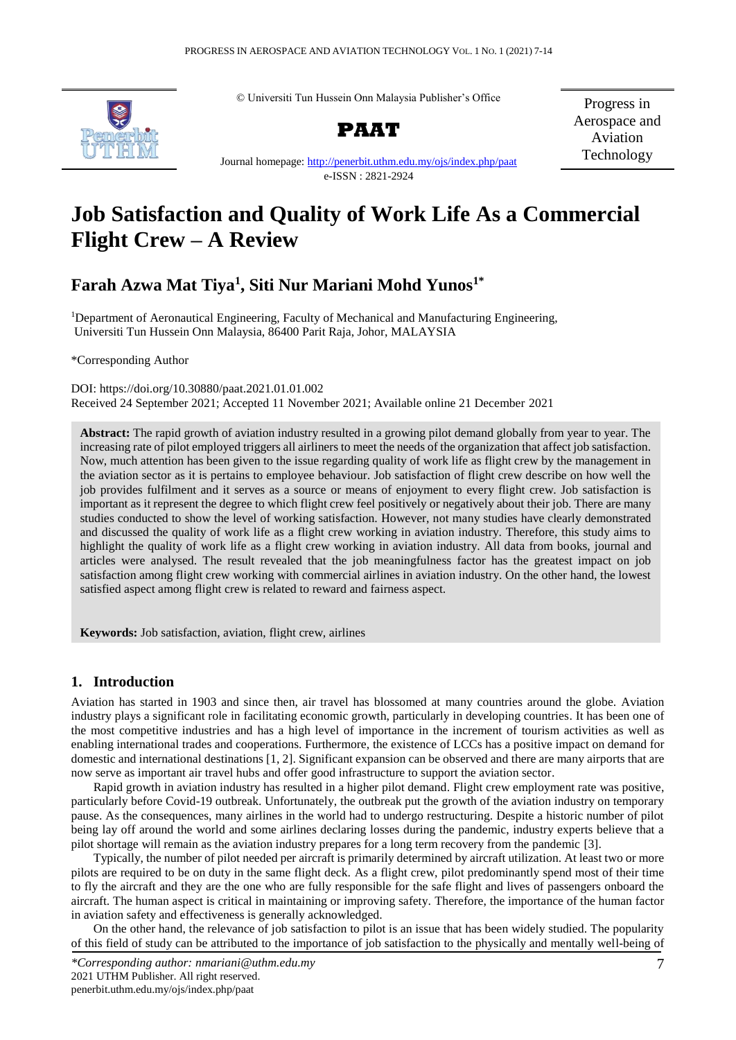© Universiti Tun Hussein Onn Malaysia Publisher's Office

**PAAT**

Journal homepage: http://penerbit.uthm.edu.my/ojs/index.php/paat

e-ISSN : 2821-2924

Progress in Aerospace and Aviation Technology

# Job Satisfaction and Quality of Work Life As a Commercial Flight Crew – A Review

**Farah Azwa Mat Tiya[1], Siti Nur Mariani Mohd Yunos[1*]**

[1]Department of Aeronautical Engineering, Faculty of Mechanical and Manufacturing Engineering, Universiti Tun Hussein Onn Malaysia, 86400 Parit Raja, Johor, MALAYSIA

*Corresponding Author

DOI: https://doi.org/10.30880/paat.2021.01.01.002
Received 24 September 2021; Accepted 11 November 2021; Available online 21 December 2021

**Abstract:** The rapid growth of aviation industry resulted in a growing pilot demand globally from year to year. The increasing rate of pilot employed triggers all airliners to meet the needs of the organization that affect job satisfaction. Now, much attention has been given to the issue regarding quality of work life as flight crew by the management in the aviation sector as it is pertains to employee behaviour. Job satisfaction of flight crew describe on how well the job provides fulfilment and it serves as a source or means of enjoyment to every flight crew. Job satisfaction is important as it represent the degree to which flight crew feel positively or negatively about their job. There are many studies conducted to show the level of working satisfaction. However, not many studies have clearly demonstrated and discussed the quality of work life as a flight crew working in aviation industry. Therefore, this study aims to highlight the quality of work life as a flight crew working in aviation industry. All data from books, journal and articles were analysed. The result revealed that the job meaningfulness factor has the greatest impact on job satisfaction among flight crew working with commercial airlines in aviation industry. On the other hand, the lowest satisfied aspect among flight crew is related to reward and fairness aspect.

**Keywords:** Job satisfaction, aviation, flight crew, airlines

## 1. Introduction

Aviation has started in 1903 and since then, air travel has blossomed at many countries around the globe. Aviation industry plays a significant role in facilitating economic growth, particularly in developing countries. It has been one of the most competitive industries and has a high level of importance in the increment of tourism activities as well as enabling international trades and cooperations. Furthermore, the existence of LCCs has a positive impact on demand for domestic and international destinations [1, 2]. Significant expansion can be observed and there are many airports that are now serve as important air travel hubs and offer good infrastructure to support the aviation sector.

Rapid growth in aviation industry has resulted in a higher pilot demand. Flight crew employment rate was positive, particularly before Covid-19 outbreak. Unfortunately, the outbreak put the growth of the aviation industry on temporary pause. As the consequences, many airlines in the world had to undergo restructuring. Despite a historic number of pilot being lay off around the world and some airlines declaring losses during the pandemic, industry experts believe that a pilot shortage will remain as the aviation industry prepares for a long term recovery from the pandemic [3].

Typically, the number of pilot needed per aircraft is primarily determined by aircraft utilization. At least two or more pilots are required to be on duty in the same flight deck. As a flight crew, pilot predominantly spend most of their time to fly the aircraft and they are the one who are fully responsible for the safe flight and lives of passengers onboard the aircraft. The human aspect is critical in maintaining or improving safety. Therefore, the importance of the human factor in aviation safety and effectiveness is generally acknowledged.

On the other hand, the relevance of job satisfaction to pilot is an issue that has been widely studied. The popularity of this field of study can be attributed to the importance of job satisfaction to the physically and mentally well-being of

*Corresponding author: nmariani@uthm.edu.my
2021 UTHM Publisher. All right reserved.
penerbit.uthm.edu.my/ojs/index.php/paat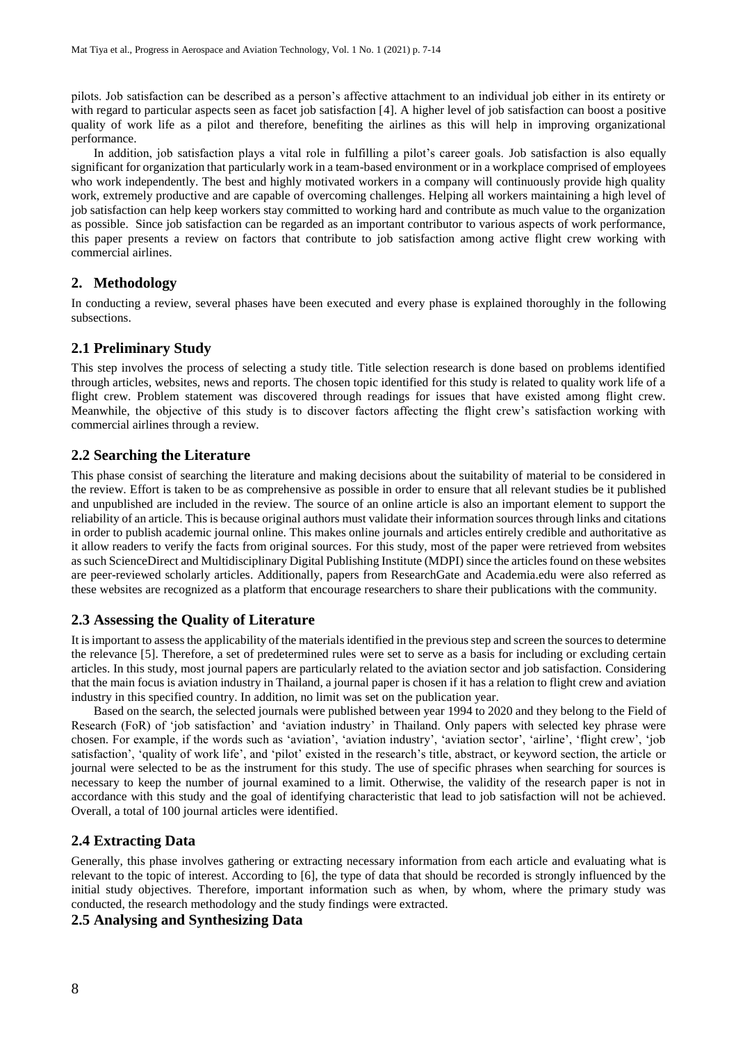pilots. Job satisfaction can be described as a person's affective attachment to an individual job either in its entirety or with regard to particular aspects seen as facet job satisfaction [4]. A higher level of job satisfaction can boost a positive quality of work life as a pilot and therefore, benefiting the airlines as this will help in improving organizational performance.

In addition, job satisfaction plays a vital role in fulfilling a pilot's career goals. Job satisfaction is also equally significant for organization that particularly work in a team-based environment or in a workplace comprised of employees who work independently. The best and highly motivated workers in a company will continuously provide high quality work, extremely productive and are capable of overcoming challenges. Helping all workers maintaining a high level of job satisfaction can help keep workers stay committed to working hard and contribute as much value to the organization as possible. Since job satisfaction can be regarded as an important contributor to various aspects of work performance, this paper presents a review on factors that contribute to job satisfaction among active flight crew working with commercial airlines.

## 2. Methodology

In conducting a review, several phases have been executed and every phase is explained thoroughly in the following subsections.

### 2.1 Preliminary Study

This step involves the process of selecting a study title. Title selection research is done based on problems identified through articles, websites, news and reports. The chosen topic identified for this study is related to quality work life of a flight crew. Problem statement was discovered through readings for issues that have existed among flight crew. Meanwhile, the objective of this study is to discover factors affecting the flight crew's satisfaction working with commercial airlines through a review.

### 2.2 Searching the Literature

This phase consist of searching the literature and making decisions about the suitability of material to be considered in the review. Effort is taken to be as comprehensive as possible in order to ensure that all relevant studies be it published and unpublished are included in the review. The source of an online article is also an important element to support the reliability of an article. This is because original authors must validate their information sources through links and citations in order to publish academic journal online. This makes online journals and articles entirely credible and authoritative as it allow readers to verify the facts from original sources. For this study, most of the paper were retrieved from websites as such ScienceDirect and Multidisciplinary Digital Publishing Institute (MDPI) since the articles found on these websites are peer-reviewed scholarly articles. Additionally, papers from ResearchGate and Academia.edu were also referred as these websites are recognized as a platform that encourage researchers to share their publications with the community.

### 2.3 Assessing the Quality of Literature

It is important to assess the applicability of the materials identified in the previous step and screen the sources to determine the relevance [5]. Therefore, a set of predetermined rules were set to serve as a basis for including or excluding certain articles. In this study, most journal papers are particularly related to the aviation sector and job satisfaction. Considering that the main focus is aviation industry in Thailand, a journal paper is chosen if it has a relation to flight crew and aviation industry in this specified country. In addition, no limit was set on the publication year.

Based on the search, the selected journals were published between year 1994 to 2020 and they belong to the Field of Research (FoR) of 'job satisfaction' and 'aviation industry' in Thailand. Only papers with selected key phrase were chosen. For example, if the words such as 'aviation', 'aviation industry', 'aviation sector', 'airline', 'flight crew', 'job satisfaction', 'quality of work life', and 'pilot' existed in the research's title, abstract, or keyword section, the article or journal were selected to be as the instrument for this study. The use of specific phrases when searching for sources is necessary to keep the number of journal examined to a limit. Otherwise, the validity of the research paper is not in accordance with this study and the goal of identifying characteristic that lead to job satisfaction will not be achieved. Overall, a total of 100 journal articles were identified.

### 2.4 Extracting Data

Generally, this phase involves gathering or extracting necessary information from each article and evaluating what is relevant to the topic of interest. According to [6], the type of data that should be recorded is strongly influenced by the initial study objectives. Therefore, important information such as when, by whom, where the primary study was conducted, the research methodology and the study findings were extracted.

### 2.5 Analysing and Synthesizing Data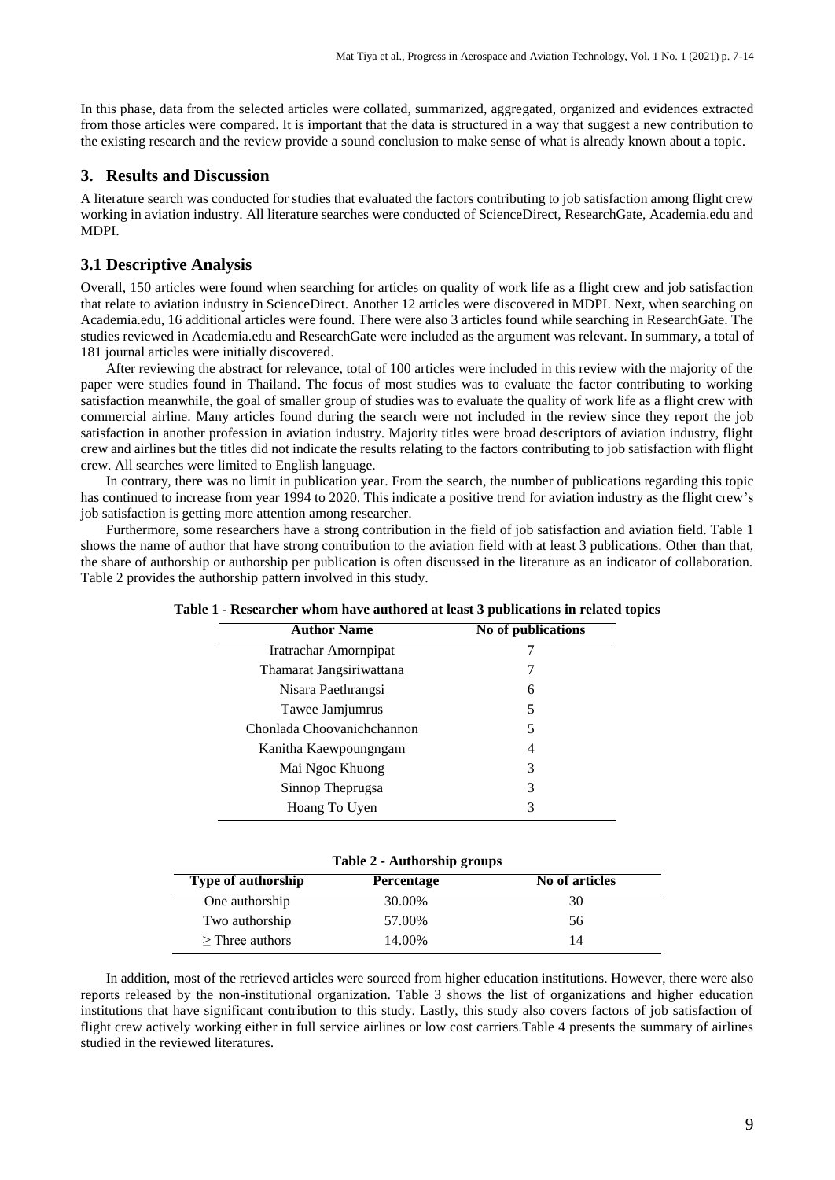In this phase, data from the selected articles were collated, summarized, aggregated, organized and evidences extracted from those articles were compared. It is important that the data is structured in a way that suggest a new contribution to the existing research and the review provide a sound conclusion to make sense of what is already known about a topic.

## 3. Results and Discussion

A literature search was conducted for studies that evaluated the factors contributing to job satisfaction among flight crew working in aviation industry. All literature searches were conducted of ScienceDirect, ResearchGate, Academia.edu and MDPI.

### 3.1 Descriptive Analysis

Overall, 150 articles were found when searching for articles on quality of work life as a flight crew and job satisfaction that relate to aviation industry in ScienceDirect. Another 12 articles were discovered in MDPI. Next, when searching on Academia.edu, 16 additional articles were found. There were also 3 articles found while searching in ResearchGate. The studies reviewed in Academia.edu and ResearchGate were included as the argument was relevant. In summary, a total of 181 journal articles were initially discovered.

After reviewing the abstract for relevance, total of 100 articles were included in this review with the majority of the paper were studies found in Thailand. The focus of most studies was to evaluate the factor contributing to working satisfaction meanwhile, the goal of smaller group of studies was to evaluate the quality of work life as a flight crew with commercial airline. Many articles found during the search were not included in the review since they report the job satisfaction in another profession in aviation industry. Majority titles were broad descriptors of aviation industry, flight crew and airlines but the titles did not indicate the results relating to the factors contributing to job satisfaction with flight crew. All searches were limited to English language.

In contrary, there was no limit in publication year. From the search, the number of publications regarding this topic has continued to increase from year 1994 to 2020. This indicate a positive trend for aviation industry as the flight crew's job satisfaction is getting more attention among researcher.

Furthermore, some researchers have a strong contribution in the field of job satisfaction and aviation field. Table 1 shows the name of author that have strong contribution to the aviation field with at least 3 publications. Other than that, the share of authorship or authorship per publication is often discussed in the literature as an indicator of collaboration. Table 2 provides the authorship pattern involved in this study.

**Table 1 - Researcher whom have authored at least 3 publications in related topics**

| Author Name | No of publications |
|---|---|
| Iratrachar Amornpipat | 7 |
| Thamarat Jangsiriwattana | 7 |
| Nisara Paethrangsi | 6 |
| Tawee Jamjumrus | 5 |
| Chonlada Choovanichchannon | 5 |
| Kanitha Kaewpoungngam | 4 |
| Mai Ngoc Khuong | 3 |
| Sinnop Theprugsa | 3 |
| Hoang To Uyen | 3 |

**Table 2 - Authorship groups**

| Type of authorship | Percentage | No of articles |
|---|---|---|
| One authorship | 30.00% | 30 |
| Two authorship | 57.00% | 56 |
| ≥ Three authors | 14.00% | 14 |

In addition, most of the retrieved articles were sourced from higher education institutions. However, there were also reports released by the non-institutional organization. Table 3 shows the list of organizations and higher education institutions that have significant contribution to this study. Lastly, this study also covers factors of job satisfaction of flight crew actively working either in full service airlines or low cost carriers.Table 4 presents the summary of airlines studied in the reviewed literatures.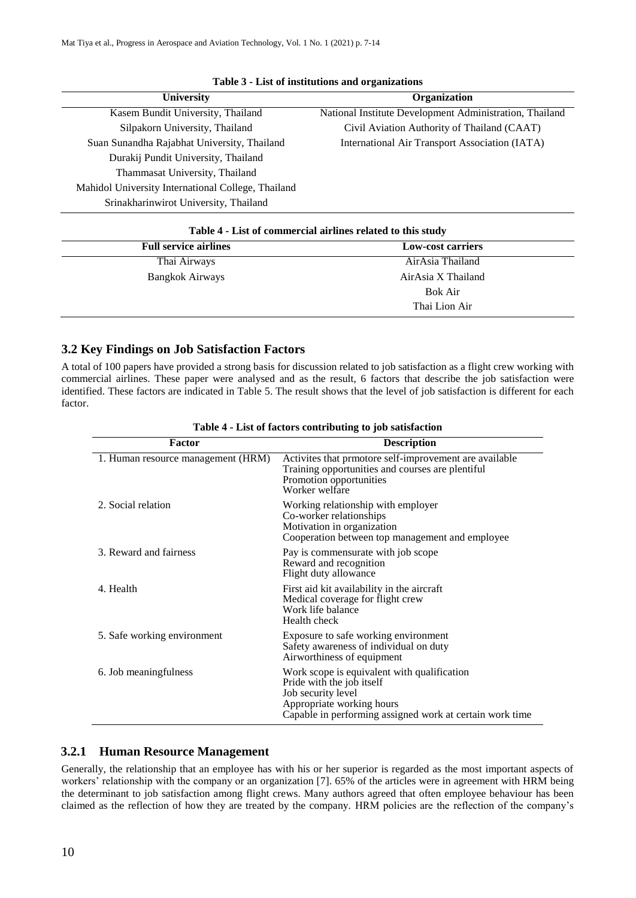**Table 3 - List of institutions and organizations**

| University | Organization |
|---|---|
| Kasem Bundit University, Thailand | National Institute Development Administration, Thailand |
| Silpakorn University, Thailand | Civil Aviation Authority of Thailand (CAAT) |
| Suan Sunandha Rajabhat University, Thailand | International Air Transport Association (IATA) |
| Durakij Pundit University, Thailand | |
| Thammasat University, Thailand | |
| Mahidol University International College, Thailand | |
| Srinakharinwirot University, Thailand | |

**Table 4 - List of commercial airlines related to this study**

| Full service airlines | Low-cost carriers |
|---|---|
| Thai Airways | AirAsia Thailand |
| Bangkok Airways | AirAsia X Thailand |
| | Bok Air |
| | Thai Lion Air |

## 3.2 Key Findings on Job Satisfaction Factors

A total of 100 papers have provided a strong basis for discussion related to job satisfaction as a flight crew working with commercial airlines. These paper were analysed and as the result, 6 factors that describe the job satisfaction were identified. These factors are indicated in Table 5. The result shows that the level of job satisfaction is different for each factor.

**Table 4 - List of factors contributing to job satisfaction**

| Factor | Description |
|---|---|
| 1. Human resource management (HRM) | Activites that prmotore self-improvement are available<br>Training opportunities and courses are plentiful<br>Promotion opportunities<br>Worker welfare |
| 2. Social relation | Working relationship with employer<br>Co-worker relationships<br>Motivation in organization<br>Cooperation between top management and employee |
| 3. Reward and fairness | Pay is commensurate with job scope<br>Reward and recognition<br>Flight duty allowance |
| 4. Health | First aid kit availability in the aircraft<br>Medical coverage for flight crew<br>Work life balance<br>Health check |
| 5. Safe working environment | Exposure to safe working environment<br>Safety awareness of individual on duty<br>Airworthiness of equipment |
| 6. Job meaningfulness | Work scope is equivalent with qualification<br>Pride with the job itself<br>Job security level<br>Appropriate working hours<br>Capable in performing assigned work at certain work time |

### 3.2.1 Human Resource Management

Generally, the relationship that an employee has with his or her superior is regarded as the most important aspects of workers' relationship with the company or an organization [7]. 65% of the articles were in agreement with HRM being the determinant to job satisfaction among flight crews. Many authors agreed that often employee behaviour has been claimed as the reflection of how they are treated by the company. HRM policies are the reflection of the company's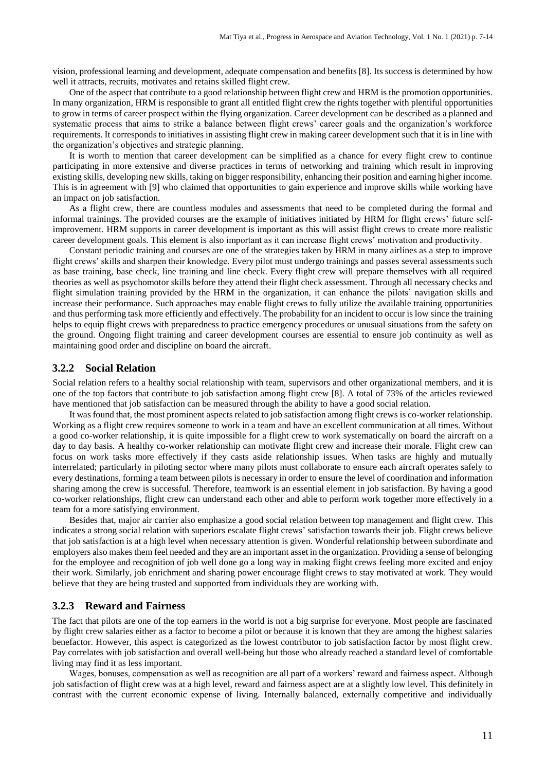vision, professional learning and development, adequate compensation and benefits [8]. Its success is determined by how well it attracts, recruits, motivates and retains skilled flight crew.

One of the aspect that contribute to a good relationship between flight crew and HRM is the promotion opportunities. In many organization, HRM is responsible to grant all entitled flight crew the rights together with plentiful opportunities to grow in terms of career prospect within the flying organization. Career development can be described as a planned and systematic process that aims to strike a balance between flight crews' career goals and the organization's workforce requirements. It corresponds to initiatives in assisting flight crew in making career development such that it is in line with the organization's objectives and strategic planning.

It is worth to mention that career development can be simplified as a chance for every flight crew to continue participating in more extensive and diverse practices in terms of networking and training which result in improving existing skills, developing new skills, taking on bigger responsibility, enhancing their position and earning higher income. This is in agreement with [9] who claimed that opportunities to gain experience and improve skills while working have an impact on job satisfaction.

As a flight crew, there are countless modules and assessments that need to be completed during the formal and informal trainings. The provided courses are the example of initiatives initiated by HRM for flight crews' future self-improvement. HRM supports in career development is important as this will assist flight crews to create more realistic career development goals. This element is also important as it can increase flight crews' motivation and productivity.

Constant periodic training and courses are one of the strategies taken by HRM in many airlines as a step to improve flight crews' skills and sharpen their knowledge. Every pilot must undergo trainings and passes several assessments such as base training, base check, line training and line check. Every flight crew will prepare themselves with all required theories as well as psychomotor skills before they attend their flight check assessment. Through all necessary checks and flight simulation training provided by the HRM in the organization, it can enhance the pilots' navigation skills and increase their performance. Such approaches may enable flight crews to fully utilize the available training opportunities and thus performing task more efficiently and effectively. The probability for an incident to occur is low since the training helps to equip flight crews with preparedness to practice emergency procedures or unusual situations from the safety on the ground. Ongoing flight training and career development courses are essential to ensure job continuity as well as maintaining good order and discipline on board the aircraft.

### 3.2.2 Social Relation

Social relation refers to a healthy social relationship with team, supervisors and other organizational members, and it is one of the top factors that contribute to job satisfaction among flight crew [8]. A total of 73% of the articles reviewed have mentioned that job satisfaction can be measured through the ability to have a good social relation.

It was found that, the most prominent aspects related to job satisfaction among flight crews is co-worker relationship. Working as a flight crew requires someone to work in a team and have an excellent communication at all times. Without a good co-worker relationship, it is quite impossible for a flight crew to work systematically on board the aircraft on a day to day basis. A healthy co-worker relationship can motivate flight crew and increase their morale. Flight crew can focus on work tasks more effectively if they casts aside relationship issues. When tasks are highly and mutually interrelated; particularly in piloting sector where many pilots must collaborate to ensure each aircraft operates safely to every destinations, forming a team between pilots is necessary in order to ensure the level of coordination and information sharing among the crew is successful. Therefore, teamwork is an essential element in job satisfaction. By having a good co-worker relationships, flight crew can understand each other and able to perform work together more effectively in a team for a more satisfying environment.

Besides that, major air carrier also emphasize a good social relation between top management and flight crew. This indicates a strong social relation with superiors escalate flight crews' satisfaction towards their job. Flight crews believe that job satisfaction is at a high level when necessary attention is given. Wonderful relationship between subordinate and employers also makes them feel needed and they are an important asset in the organization. Providing a sense of belonging for the employee and recognition of job well done go a long way in making flight crews feeling more excited and enjoy their work. Similarly, job enrichment and sharing power encourage flight crews to stay motivated at work. They would believe that they are being trusted and supported from individuals they are working with.

### 3.2.3 Reward and Fairness

The fact that pilots are one of the top earners in the world is not a big surprise for everyone. Most people are fascinated by flight crew salaries either as a factor to become a pilot or because it is known that they are among the highest salaries benefactor. However, this aspect is categorized as the lowest contributor to job satisfaction factor by most flight crew. Pay correlates with job satisfaction and overall well-being but those who already reached a standard level of comfortable living may find it as less important.

Wages, bonuses, compensation as well as recognition are all part of a workers' reward and fairness aspect. Although job satisfaction of flight crew was at a high level, reward and fairness aspect are at a slightly low level. This definitely in contrast with the current economic expense of living. Internally balanced, externally competitive and individually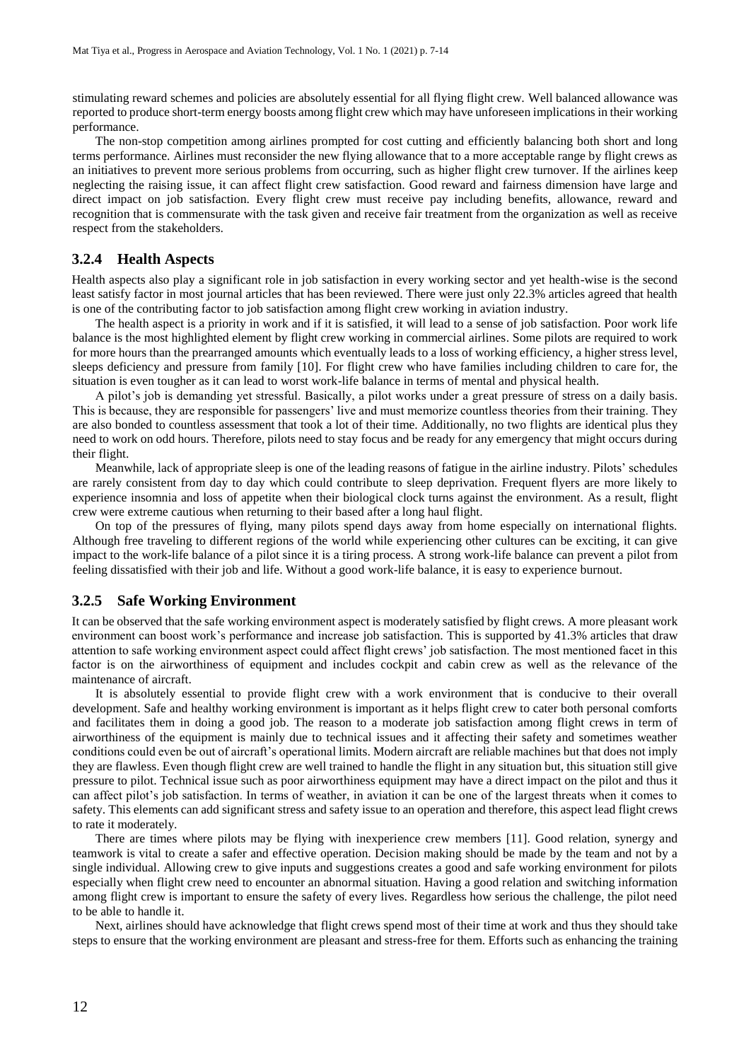stimulating reward schemes and policies are absolutely essential for all flying flight crew. Well balanced allowance was reported to produce short-term energy boosts among flight crew which may have unforeseen implications in their working performance.

The non-stop competition among airlines prompted for cost cutting and efficiently balancing both short and long terms performance. Airlines must reconsider the new flying allowance that to a more acceptable range by flight crews as an initiatives to prevent more serious problems from occurring, such as higher flight crew turnover. If the airlines keep neglecting the raising issue, it can affect flight crew satisfaction. Good reward and fairness dimension have large and direct impact on job satisfaction. Every flight crew must receive pay including benefits, allowance, reward and recognition that is commensurate with the task given and receive fair treatment from the organization as well as receive respect from the stakeholders.

### 3.2.4 Health Aspects

Health aspects also play a significant role in job satisfaction in every working sector and yet health-wise is the second least satisfy factor in most journal articles that has been reviewed. There were just only 22.3% articles agreed that health is one of the contributing factor to job satisfaction among flight crew working in aviation industry.

The health aspect is a priority in work and if it is satisfied, it will lead to a sense of job satisfaction. Poor work life balance is the most highlighted element by flight crew working in commercial airlines. Some pilots are required to work for more hours than the prearranged amounts which eventually leads to a loss of working efficiency, a higher stress level, sleeps deficiency and pressure from family [10]. For flight crew who have families including children to care for, the situation is even tougher as it can lead to worst work-life balance in terms of mental and physical health.

A pilot's job is demanding yet stressful. Basically, a pilot works under a great pressure of stress on a daily basis. This is because, they are responsible for passengers' live and must memorize countless theories from their training. They are also bonded to countless assessment that took a lot of their time. Additionally, no two flights are identical plus they need to work on odd hours. Therefore, pilots need to stay focus and be ready for any emergency that might occurs during their flight.

Meanwhile, lack of appropriate sleep is one of the leading reasons of fatigue in the airline industry. Pilots' schedules are rarely consistent from day to day which could contribute to sleep deprivation. Frequent flyers are more likely to experience insomnia and loss of appetite when their biological clock turns against the environment. As a result, flight crew were extreme cautious when returning to their based after a long haul flight.

On top of the pressures of flying, many pilots spend days away from home especially on international flights. Although free traveling to different regions of the world while experiencing other cultures can be exciting, it can give impact to the work-life balance of a pilot since it is a tiring process. A strong work-life balance can prevent a pilot from feeling dissatisfied with their job and life. Without a good work-life balance, it is easy to experience burnout.

### 3.2.5 Safe Working Environment

It can be observed that the safe working environment aspect is moderately satisfied by flight crews. A more pleasant work environment can boost work's performance and increase job satisfaction. This is supported by 41.3% articles that draw attention to safe working environment aspect could affect flight crews' job satisfaction. The most mentioned facet in this factor is on the airworthiness of equipment and includes cockpit and cabin crew as well as the relevance of the maintenance of aircraft.

It is absolutely essential to provide flight crew with a work environment that is conducive to their overall development. Safe and healthy working environment is important as it helps flight crew to cater both personal comforts and facilitates them in doing a good job. The reason to a moderate job satisfaction among flight crews in term of airworthiness of the equipment is mainly due to technical issues and it affecting their safety and sometimes weather conditions could even be out of aircraft's operational limits. Modern aircraft are reliable machines but that does not imply they are flawless. Even though flight crew are well trained to handle the flight in any situation but, this situation still give pressure to pilot. Technical issue such as poor airworthiness equipment may have a direct impact on the pilot and thus it can affect pilot's job satisfaction. In terms of weather, in aviation it can be one of the largest threats when it comes to safety. This elements can add significant stress and safety issue to an operation and therefore, this aspect lead flight crews to rate it moderately.

There are times where pilots may be flying with inexperience crew members [11]. Good relation, synergy and teamwork is vital to create a safer and effective operation. Decision making should be made by the team and not by a single individual. Allowing crew to give inputs and suggestions creates a good and safe working environment for pilots especially when flight crew need to encounter an abnormal situation. Having a good relation and switching information among flight crew is important to ensure the safety of every lives. Regardless how serious the challenge, the pilot need to be able to handle it.

Next, airlines should have acknowledge that flight crews spend most of their time at work and thus they should take steps to ensure that the working environment are pleasant and stress-free for them. Efforts such as enhancing the training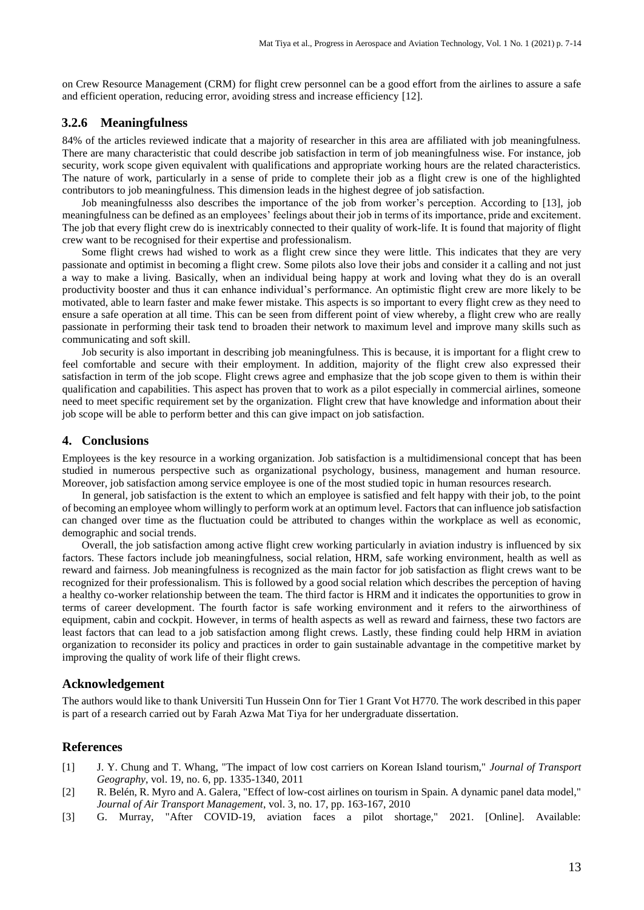on Crew Resource Management (CRM) for flight crew personnel can be a good effort from the airlines to assure a safe and efficient operation, reducing error, avoiding stress and increase efficiency [12].

### 3.2.6 Meaningfulness

84% of the articles reviewed indicate that a majority of researcher in this area are affiliated with job meaningfulness. There are many characteristic that could describe job satisfaction in term of job meaningfulness wise. For instance, job security, work scope given equivalent with qualifications and appropriate working hours are the related characteristics. The nature of work, particularly in a sense of pride to complete their job as a flight crew is one of the highlighted contributors to job meaningfulness. This dimension leads in the highest degree of job satisfaction.

Job meaningfulnesss also describes the importance of the job from worker's perception. According to [13], job meaningfulness can be defined as an employees' feelings about their job in terms of its importance, pride and excitement. The job that every flight crew do is inextricably connected to their quality of work-life. It is found that majority of flight crew want to be recognised for their expertise and professionalism.

Some flight crews had wished to work as a flight crew since they were little. This indicates that they are very passionate and optimist in becoming a flight crew. Some pilots also love their jobs and consider it a calling and not just a way to make a living. Basically, when an individual being happy at work and loving what they do is an overall productivity booster and thus it can enhance individual's performance. An optimistic flight crew are more likely to be motivated, able to learn faster and make fewer mistake. This aspects is so important to every flight crew as they need to ensure a safe operation at all time. This can be seen from different point of view whereby, a flight crew who are really passionate in performing their task tend to broaden their network to maximum level and improve many skills such as communicating and soft skill.

Job security is also important in describing job meaningfulness. This is because, it is important for a flight crew to feel comfortable and secure with their employment. In addition, majority of the flight crew also expressed their satisfaction in term of the job scope. Flight crews agree and emphasize that the job scope given to them is within their qualification and capabilities. This aspect has proven that to work as a pilot especially in commercial airlines, someone need to meet specific requirement set by the organization. Flight crew that have knowledge and information about their job scope will be able to perform better and this can give impact on job satisfaction.

## 4. Conclusions

Employees is the key resource in a working organization. Job satisfaction is a multidimensional concept that has been studied in numerous perspective such as organizational psychology, business, management and human resource. Moreover, job satisfaction among service employee is one of the most studied topic in human resources research.

In general, job satisfaction is the extent to which an employee is satisfied and felt happy with their job, to the point of becoming an employee whom willingly to perform work at an optimum level. Factors that can influence job satisfaction can changed over time as the fluctuation could be attributed to changes within the workplace as well as economic, demographic and social trends.

Overall, the job satisfaction among active flight crew working particularly in aviation industry is influenced by six factors. These factors include job meaningfulness, social relation, HRM, safe working environment, health as well as reward and fairness. Job meaningfulness is recognized as the main factor for job satisfaction as flight crews want to be recognized for their professionalism. This is followed by a good social relation which describes the perception of having a healthy co-worker relationship between the team. The third factor is HRM and it indicates the opportunities to grow in terms of career development. The fourth factor is safe working environment and it refers to the airworthiness of equipment, cabin and cockpit. However, in terms of health aspects as well as reward and fairness, these two factors are least factors that can lead to a job satisfaction among flight crews. Lastly, these finding could help HRM in aviation organization to reconsider its policy and practices in order to gain sustainable advantage in the competitive market by improving the quality of work life of their flight crews.

## Acknowledgement

The authors would like to thank Universiti Tun Hussein Onn for Tier 1 Grant Vot H770. The work described in this paper is part of a research carried out by Farah Azwa Mat Tiya for her undergraduate dissertation.

## References

[1] J. Y. Chung and T. Whang, "The impact of low cost carriers on Korean Island tourism," *Journal of Transport Geography*, vol. 19, no. 6, pp. 1335-1340, 2011

[2] R. Belén, R. Myro and A. Galera, "Effect of low-cost airlines on tourism in Spain. A dynamic panel data model," *Journal of Air Transport Management*, vol. 3, no. 17, pp. 163-167, 2010

[3] G. Murray, "After COVID-19, aviation faces a pilot shortage," 2021. [Online]. Available: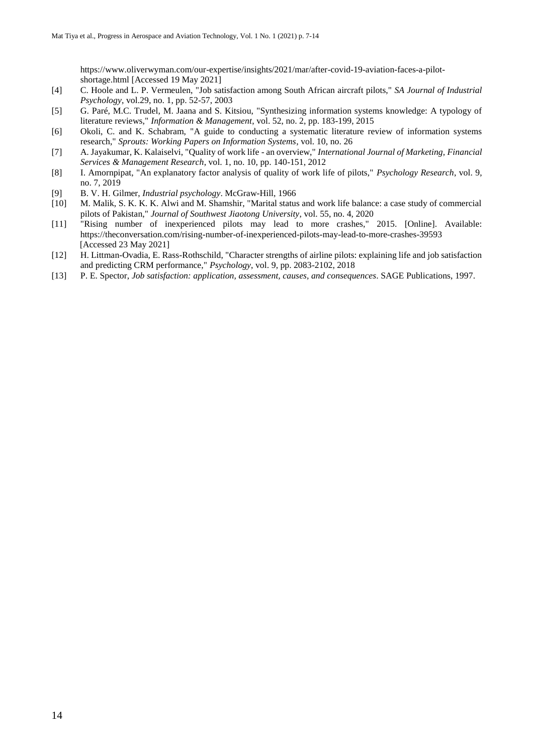https://www.oliverwyman.com/our-expertise/insights/2021/mar/after-covid-19-aviation-faces-a-pilot-shortage.html [Accessed 19 May 2021]

[4] C. Hoole and L. P. Vermeulen, "Job satisfaction among South African aircraft pilots," *SA Journal of Industrial Psychology*, vol.29, no. 1, pp. 52-57, 2003

[5] G. Paré, M.C. Trudel, M. Jaana and S. Kitsiou, "Synthesizing information systems knowledge: A typology of literature reviews," *Information & Management*, vol. 52, no. 2, pp. 183-199, 2015

[6] Okoli, C. and K. Schabram, "A guide to conducting a systematic literature review of information systems research," *Sprouts: Working Papers on Information Systems*, vol. 10, no. 26

[7] A. Jayakumar, K. Kalaiselvi, "Quality of work life - an overview," *International Journal of Marketing, Financial Services & Management Research*, vol. 1, no. 10, pp. 140-151, 2012

[8] I. Amornpipat, "An explanatory factor analysis of quality of work life of pilots," *Psychology Research*, vol. 9, no. 7, 2019

[9] B. V. H. Gilmer, *Industrial psychology*. McGraw-Hill, 1966

[10] M. Malik, S. K. K. K. Alwi and M. Shamshir, "Marital status and work life balance: a case study of commercial pilots of Pakistan," *Journal of Southwest Jiaotong University*, vol. 55, no. 4, 2020

[11] "Rising number of inexperienced pilots may lead to more crashes," 2015. [Online]. Available: https://theconversation.com/rising-number-of-inexperienced-pilots-may-lead-to-more-crashes-39593 [Accessed 23 May 2021]

[12] H. Littman-Ovadia, E. Rass-Rothschild, "Character strengths of airline pilots: explaining life and job satisfaction and predicting CRM performance," *Psychology*, vol. 9, pp. 2083-2102, 2018

[13] P. E. Spector, *Job satisfaction: application, assessment, causes, and consequences*. SAGE Publications, 1997.